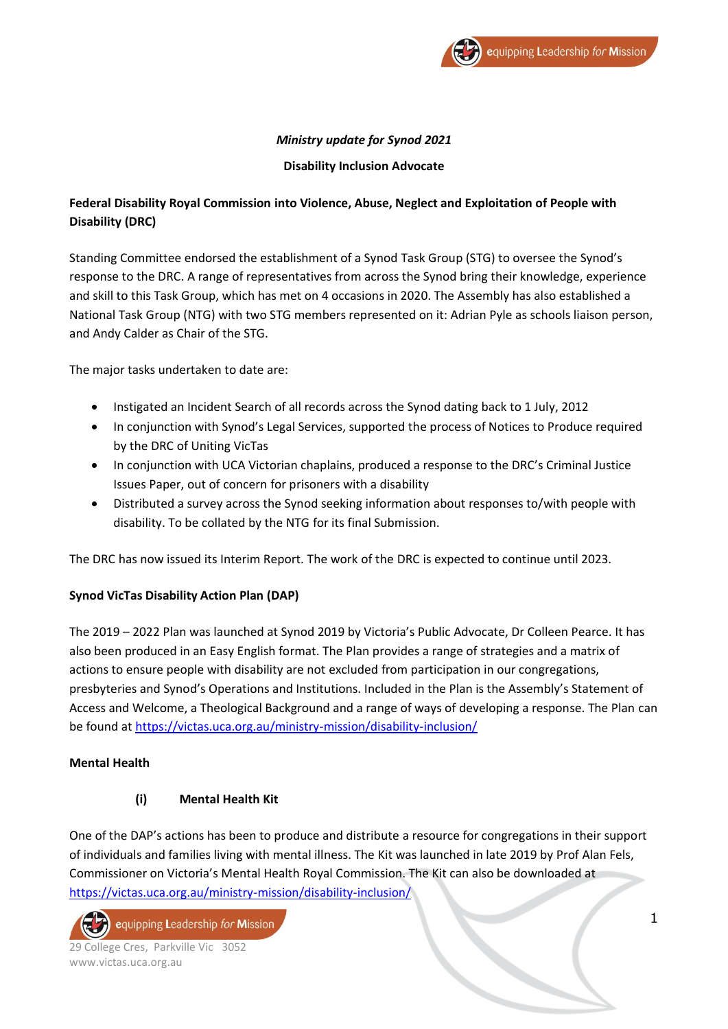*Ministry update for Synod 2021*

**Disability Inclusion Advocate**

**Federal Disability Royal Commission into Violence, Abuse, Neglect and Exploitation of People with Disability (DRC)**

Standing Committee endorsed the establishment of a Synod Task Group (STG) to oversee the Synod's response to the DRC. A range of representatives from across the Synod bring their knowledge, experience and skill to this Task Group, which has met on 4 occasions in 2020. The Assembly has also established a National Task Group (NTG) with two STG members represented on it: Adrian Pyle as schools liaison person, and Andy Calder as Chair of the STG.

The major tasks undertaken to date are:

- Instigated an Incident Search of all records across the Synod dating back to 1 July, 2012
- In conjunction with Synod's Legal Services, supported the process of Notices to Produce required by the DRC of Uniting VicTas
- In conjunction with UCA Victorian chaplains, produced a response to the DRC's Criminal Justice Issues Paper, out of concern for prisoners with a disability
- Distributed a survey across the Synod seeking information about responses to/with people with disability. To be collated by the NTG for its final Submission.

The DRC has now issued its Interim Report. The work of the DRC is expected to continue until 2023.

**Synod VicTas Disability Action Plan (DAP)**

The 2019 – 2022 Plan was launched at Synod 2019 by Victoria's Public Advocate, Dr Colleen Pearce. It has also been produced in an Easy English format. The Plan provides a range of strategies and a matrix of actions to ensure people with disability are not excluded from participation in our congregations, presbyteries and Synod's Operations and Institutions. Included in the Plan is the Assembly's Statement of Access and Welcome, a Theological Background and a range of ways of developing a response. The Plan can be found at https://victas.uca.org.au/ministry-mission/disability-inclusion/

**Mental Health**

**(i) Mental Health Kit**

One of the DAP's actions has been to produce and distribute a resource for congregations in their support of individuals and families living with mental illness. The Kit was launched in late 2019 by Prof Alan Fels, Commissioner on Victoria's Mental Health Royal Commission. The Kit can also be downloaded at https://victas.uca.org.au/ministry-mission/disability-inclusion/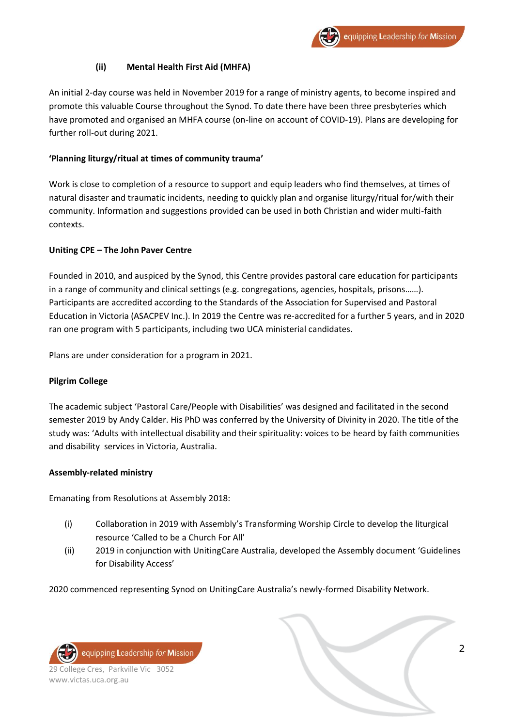**(ii) Mental Health First Aid (MHFA)**

An initial 2-day course was held in November 2019 for a range of ministry agents, to become inspired and promote this valuable Course throughout the Synod. To date there have been three presbyteries which have promoted and organised an MHFA course (on-line on account of COVID-19). Plans are developing for further roll-out during 2021.

**'Planning liturgy/ritual at times of community trauma'**

Work is close to completion of a resource to support and equip leaders who find themselves, at times of natural disaster and traumatic incidents, needing to quickly plan and organise liturgy/ritual for/with their community. Information and suggestions provided can be used in both Christian and wider multi-faith contexts.

**Uniting CPE – The John Paver Centre**

Founded in 2010, and auspiced by the Synod, this Centre provides pastoral care education for participants in a range of community and clinical settings (e.g. congregations, agencies, hospitals, prisons……). Participants are accredited according to the Standards of the Association for Supervised and Pastoral Education in Victoria (ASACPEV Inc.). In 2019 the Centre was re-accredited for a further 5 years, and in 2020 ran one program with 5 participants, including two UCA ministerial candidates.

Plans are under consideration for a program in 2021.

**Pilgrim College**

The academic subject 'Pastoral Care/People with Disabilities' was designed and facilitated in the second semester 2019 by Andy Calder. His PhD was conferred by the University of Divinity in 2020. The title of the study was: 'Adults with intellectual disability and their spirituality: voices to be heard by faith communities and disability services in Victoria, Australia.

**Assembly-related ministry**

Emanating from Resolutions at Assembly 2018:

(i) Collaboration in 2019 with Assembly's Transforming Worship Circle to develop the liturgical resource 'Called to be a Church For All'

(ii) 2019 in conjunction with UnitingCare Australia, developed the Assembly document 'Guidelines for Disability Access'

2020 commenced representing Synod on UnitingCare Australia's newly-formed Disability Network.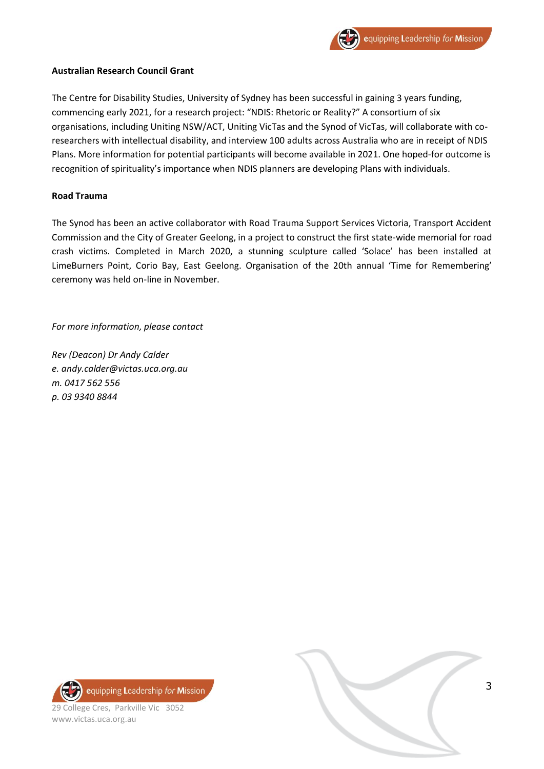**Australian Research Council Grant**

The Centre for Disability Studies, University of Sydney has been successful in gaining 3 years funding, commencing early 2021, for a research project: "NDIS: Rhetoric or Reality?" A consortium of six organisations, including Uniting NSW/ACT, Uniting VicTas and the Synod of VicTas, will collaborate with co-researchers with intellectual disability, and interview 100 adults across Australia who are in receipt of NDIS Plans. More information for potential participants will become available in 2021. One hoped-for outcome is recognition of spirituality's importance when NDIS planners are developing Plans with individuals.

**Road Trauma**

The Synod has been an active collaborator with Road Trauma Support Services Victoria, Transport Accident Commission and the City of Greater Geelong, in a project to construct the first state-wide memorial for road crash victims. Completed in March 2020, a stunning sculpture called 'Solace' has been installed at LimeBurners Point, Corio Bay, East Geelong. Organisation of the 20th annual 'Time for Remembering' ceremony was held on-line in November.

*For more information, please contact*

*Rev (Deacon) Dr Andy Calder*
*e. andy.calder@victas.uca.org.au*
*m. 0417 562 556*
*p. 03 9340 8844*